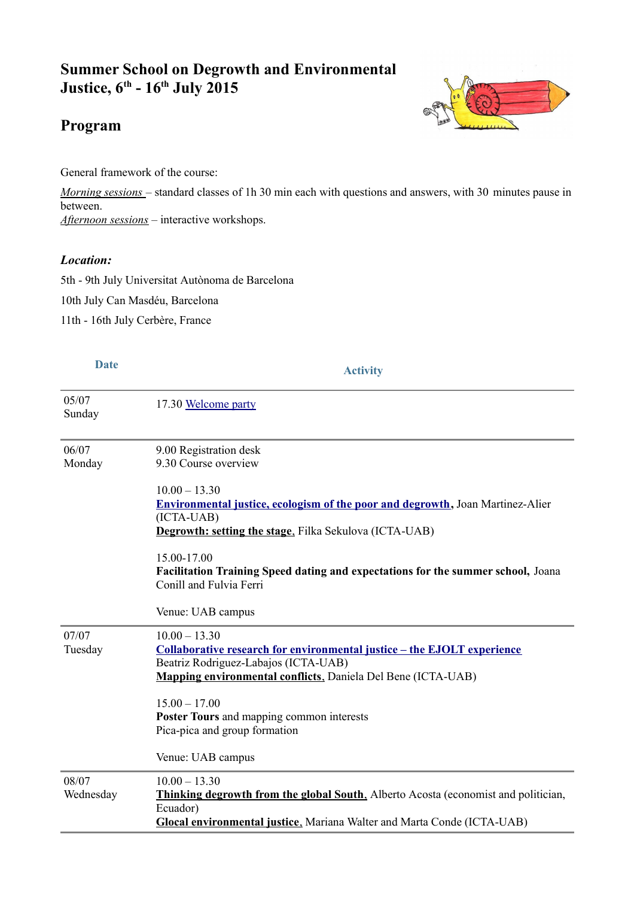# Summer School on Degrowth and Environmental Justice, 6th - 16th July 2015

## Program

General framework of the course:

*Morning sessions* – standard classes of 1h 30 min each with questions and answers, with 30 minutes pause in between.
*Afternoon sessions* – interactive workshops.

***Location:***

5th - 9th July Universitat Autònoma de Barcelona

10th July Can Masdéu, Barcelona

11th - 16th July Cerbère, France

| Date | Activity |
|---|---|
| 05/07 Sunday | 17.30 Welcome party |
| 06/07 Monday | 9.00 Registration desk<br>9.30 Course overview<br><br>10.00 – 13.30<br>**Environmental justice, ecologism of the poor and degrowth**, Joan Martinez-Alier (ICTA-UAB)<br>**Degrowth: setting the stage**, Filka Sekulova (ICTA-UAB)<br><br>15.00-17.00<br>**Facilitation Training Speed dating and expectations for the summer school,** Joana Conill and Fulvia Ferri<br><br>Venue: UAB campus |
| 07/07 Tuesday | 10.00 – 13.30<br>**Collaborative research for environmental justice – the EJOLT experience** Beatriz Rodriguez-Labajos (ICTA-UAB)<br>**Mapping environmental conflicts**, Daniela Del Bene (ICTA-UAB)<br><br>15.00 – 17.00<br>**Poster Tours** and mapping common interests<br>Pica-pica and group formation<br><br>Venue: UAB campus |
| 08/07 Wednesday | 10.00 – 13.30<br>**Thinking degrowth from the global South**, Alberto Acosta (economist and politician, Ecuador)<br>**Glocal environmental justice**, Mariana Walter and Marta Conde (ICTA-UAB) |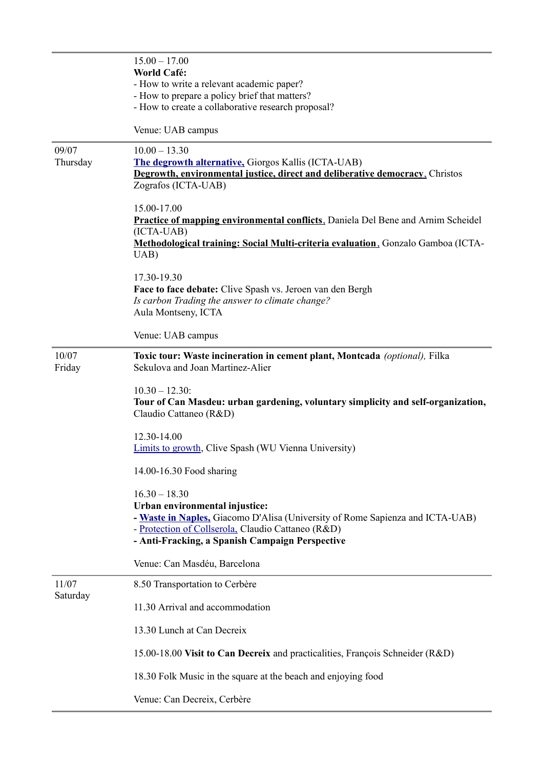| | |
|---|---|
| | 15.00 – 17.00<br>**World Café:**<br>- How to write a relevant academic paper?<br>- How to prepare a policy brief that matters?<br>- How to create a collaborative research proposal?<br><br>Venue: UAB campus |
| 09/07<br>Thursday | 10.00 – 13.30<br>**The degrowth alternative,** Giorgos Kallis (ICTA-UAB)<br>**Degrowth, environmental justice, direct and deliberative democracy**, Christos Zografos (ICTA-UAB)<br><br>15.00-17.00<br>**Practice of mapping environmental conflicts**, Daniela Del Bene and Arnim Scheidel (ICTA-UAB)<br>**Methodological training: Social Multi-criteria evaluation**, Gonzalo Gamboa (ICTA-UAB)<br><br>17.30-19.30<br>**Face to face debate:** Clive Spash vs. Jeroen van den Bergh<br>*Is carbon Trading the answer to climate change?*<br>Aula Montseny, ICTA<br><br>Venue: UAB campus |
| 10/07<br>Friday | **Toxic tour: Waste incineration in cement plant, Montcada** *(optional),* Filka Sekulova and Joan Martinez-Alier<br><br>10.30 – 12.30:<br>**Tour of Can Masdeu: urban gardening, voluntary simplicity and self-organization,** Claudio Cattaneo (R&D)<br><br>12.30-14.00<br>Limits to growth, Clive Spash (WU Vienna University)<br><br>14.00-16.30 Food sharing<br><br>16.30 – 18.30<br>**Urban environmental injustice:**<br>**- Waste in Naples,** Giacomo D'Alisa (University of Rome Sapienza and ICTA-UAB)<br>- Protection of Collserola, Claudio Cattaneo (R&D)<br>**- Anti-Fracking, a Spanish Campaign Perspective**<br><br>Venue: Can Masdéu, Barcelona |
| 11/07<br>Saturday | 8.50 Transportation to Cerbère<br><br>11.30 Arrival and accommodation<br><br>13.30 Lunch at Can Decreix<br><br>15.00-18.00 **Visit to Can Decreix** and practicalities, François Schneider (R&D)<br><br>18.30 Folk Music in the square at the beach and enjoying food<br><br>Venue: Can Decreix, Cerbère |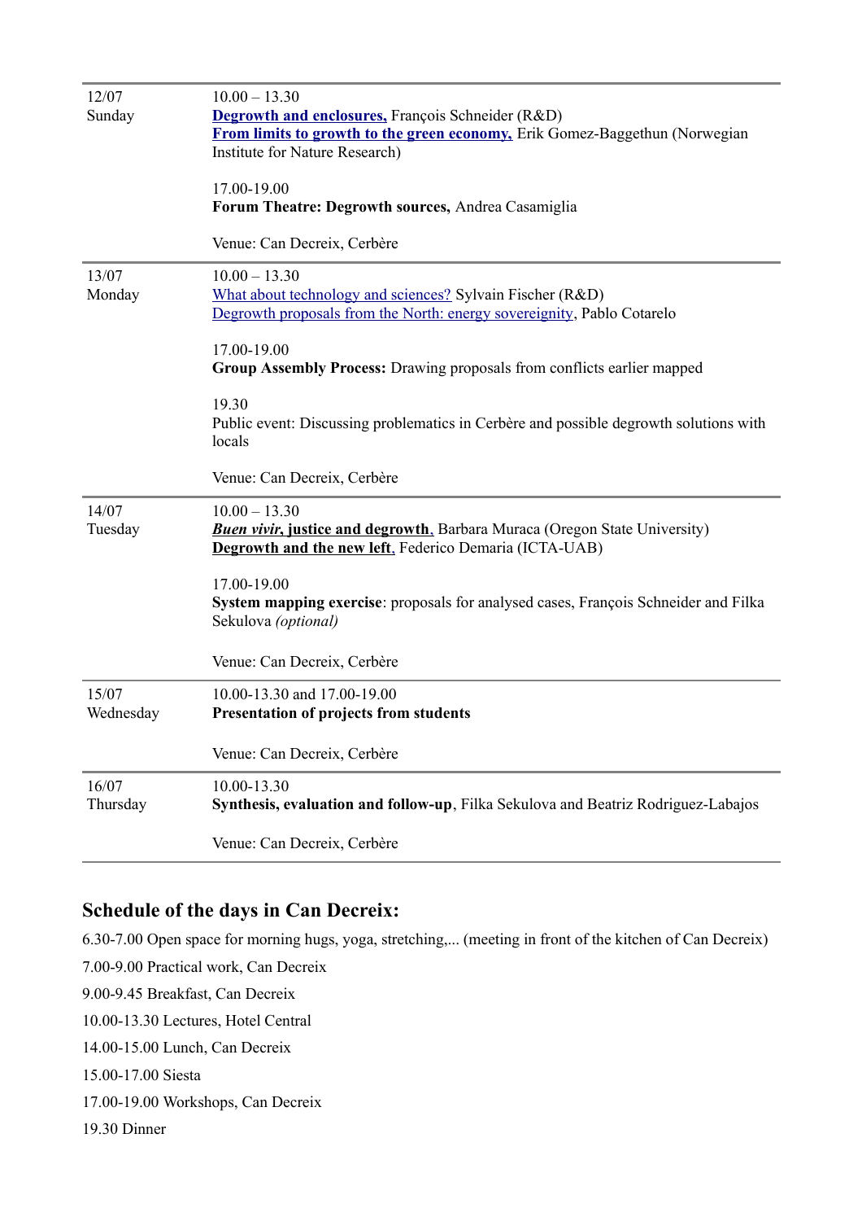| | |
|---|---|
| 12/07<br>Sunday | 10.00 – 13.30<br>**Degrowth and enclosures,** François Schneider (R&D)<br>**From limits to growth to the green economy,** Erik Gomez-Baggethun (Norwegian Institute for Nature Research)<br><br>17.00-19.00<br>**Forum Theatre: Degrowth sources,** Andrea Casamiglia<br><br>Venue: Can Decreix, Cerbère |
| 13/07<br>Monday | 10.00 – 13.30<br>What about technology and sciences? Sylvain Fischer (R&D)<br>Degrowth proposals from the North: energy sovereignity, Pablo Cotarelo<br><br>17.00-19.00<br>**Group Assembly Process:** Drawing proposals from conflicts earlier mapped<br><br>19.30<br>Public event: Discussing problematics in Cerbère and possible degrowth solutions with locals<br><br>Venue: Can Decreix, Cerbère |
| 14/07<br>Tuesday | 10.00 – 13.30<br>***Buen vivir*, justice and degrowth**, Barbara Muraca (Oregon State University)<br>**Degrowth and the new left**, Federico Demaria (ICTA-UAB)<br><br>17.00-19.00<br>**System mapping exercise**: proposals for analysed cases, François Schneider and Filka Sekulova *(optional)*<br><br>Venue: Can Decreix, Cerbère |
| 15/07<br>Wednesday | 10.00-13.30 and 17.00-19.00<br>**Presentation of projects from students**<br><br>Venue: Can Decreix, Cerbère |
| 16/07<br>Thursday | 10.00-13.30<br>**Synthesis, evaluation and follow-up**, Filka Sekulova and Beatriz Rodriguez-Labajos<br><br>Venue: Can Decreix, Cerbère |

## Schedule of the days in Can Decreix:

6.30-7.00 Open space for morning hugs, yoga, stretching,... (meeting in front of the kitchen of Can Decreix)

7.00-9.00 Practical work, Can Decreix

9.00-9.45 Breakfast, Can Decreix

10.00-13.30 Lectures, Hotel Central

14.00-15.00 Lunch, Can Decreix

15.00-17.00 Siesta

17.00-19.00 Workshops, Can Decreix

19.30 Dinner